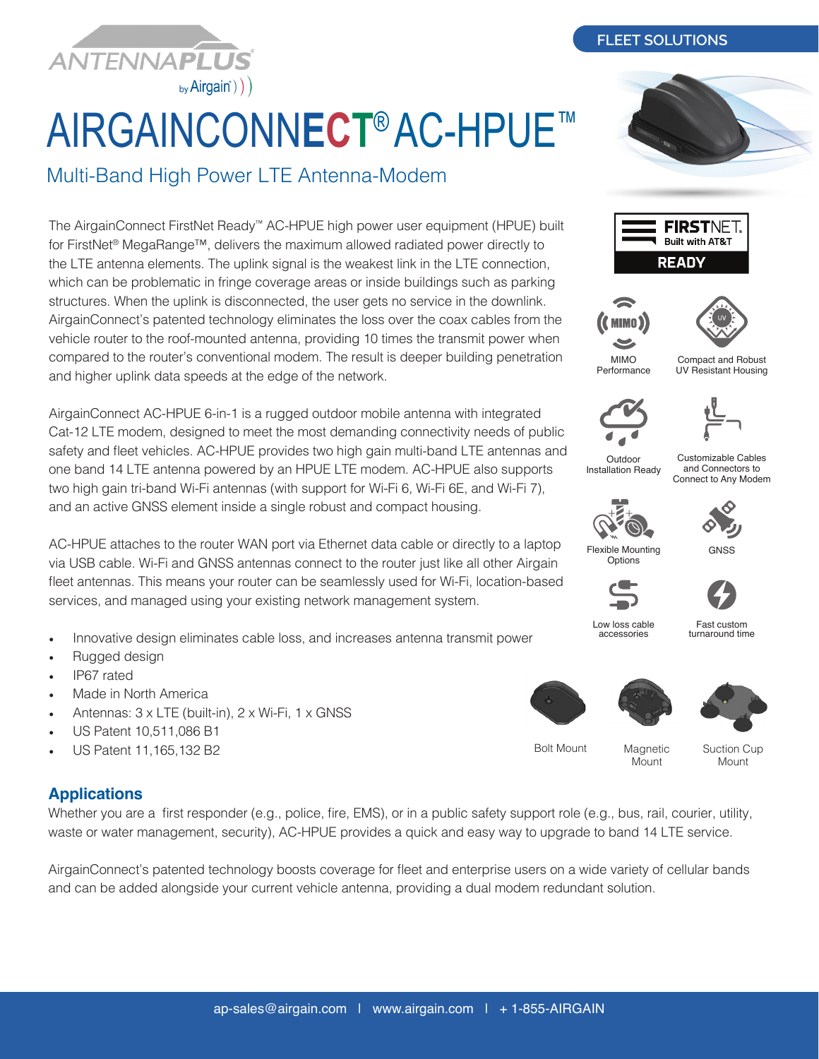FLEET SOLUTIONS

ANTENNAPLUS by Airgain

# AIRGAINCONNECT® AC-HPUE™

## Multi-Band High Power LTE Antenna-Modem

The AirgainConnect FirstNet Ready™ AC-HPUE high power user equipment (HPUE) built for FirstNet® MegaRange™, delivers the maximum allowed radiated power directly to the LTE antenna elements. The uplink signal is the weakest link in the LTE connection, which can be problematic in fringe coverage areas or inside buildings such as parking structures. When the uplink is disconnected, the user gets no service in the downlink. AirgainConnect's patented technology eliminates the loss over the coax cables from the vehicle router to the roof-mounted antenna, providing 10 times the transmit power when compared to the router's conventional modem. The result is deeper building penetration and higher uplink data speeds at the edge of the network.

AirgainConnect AC-HPUE 6-in-1 is a rugged outdoor mobile antenna with integrated Cat-12 LTE modem, designed to meet the most demanding connectivity needs of public safety and fleet vehicles. AC-HPUE provides two high gain multi-band LTE antennas and one band 14 LTE antenna powered by an HPUE LTE modem. AC-HPUE also supports two high gain tri-band Wi-Fi antennas (with support for Wi-Fi 6, Wi-Fi 6E, and Wi-Fi 7), and an active GNSS element inside a single robust and compact housing.

AC-HPUE attaches to the router WAN port via Ethernet data cable or directly to a laptop via USB cable. Wi-Fi and GNSS antennas connect to the router just like all other Airgain fleet antennas. This means your router can be seamlessly used for Wi-Fi, location-based services, and managed using your existing network management system.

- Innovative design eliminates cable loss, and increases antenna transmit power
- Rugged design
- IP67 rated
- Made in North America
- Antennas: 3 x LTE (built-in), 2 x Wi-Fi, 1 x GNSS
- US Patent 10,511,086 B1
- US Patent 11,165,132 B2

FIRSTNET. Built with AT&T READY

MIMO Performance

Compact and Robust UV Resistant Housing

Outdoor Installation Ready

Customizable Cables and Connectors to Connect to Any Modem

Flexible Mounting Options

GNSS

Low loss cable accessories

Fast custom turnaround time

Bolt Mount

Magnetic Mount

Suction Cup Mount

## Applications

Whether you are a first responder (e.g., police, fire, EMS), or in a public safety support role (e.g., bus, rail, courier, utility, waste or water management, security), AC-HPUE provides a quick and easy way to upgrade to band 14 LTE service.

AirgainConnect's patented technology boosts coverage for fleet and enterprise users on a wide variety of cellular bands and can be added alongside your current vehicle antenna, providing a dual modem redundant solution.

ap-sales@airgain.com | www.airgain.com | + 1-855-AIRGAIN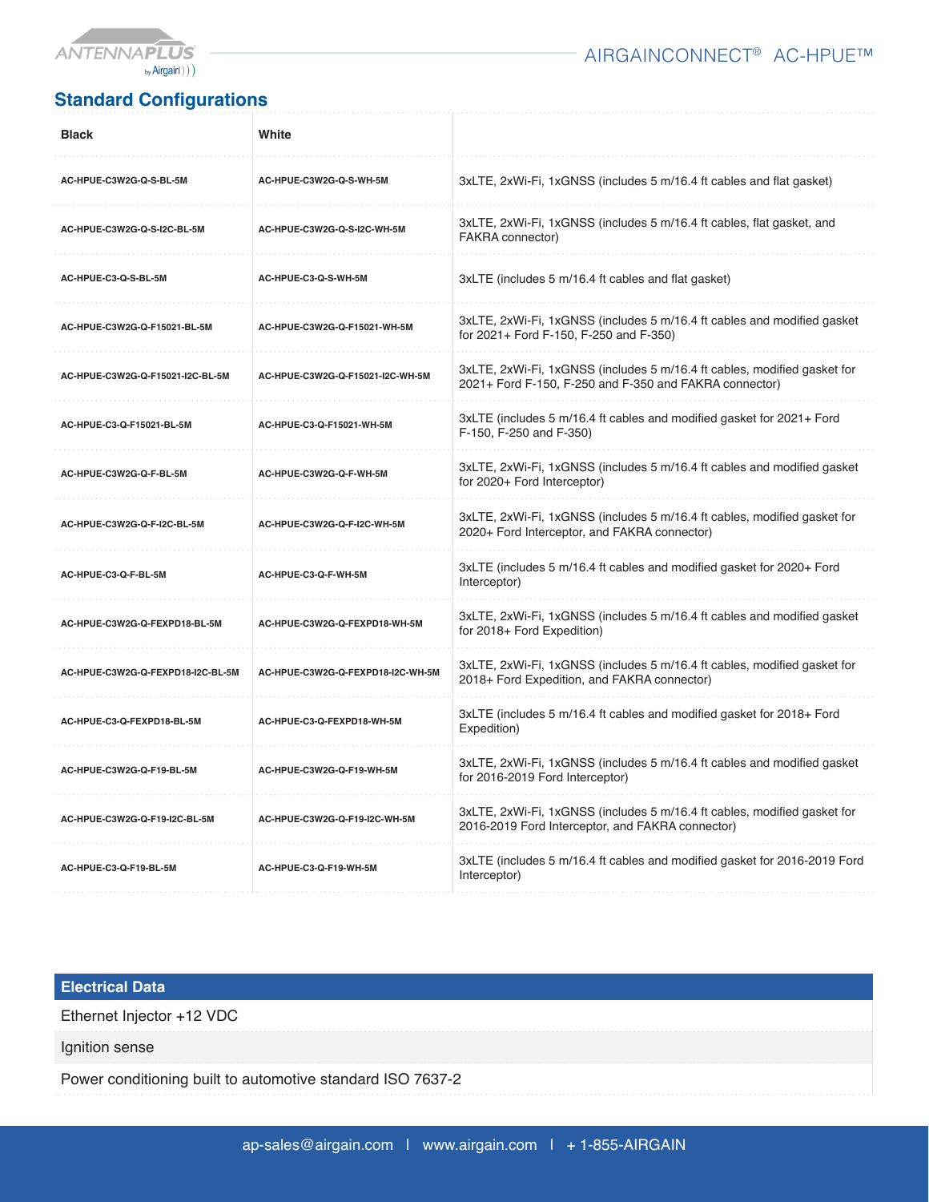## Standard Configurations

| Black | White | |
|---|---|---|
| AC-HPUE-C3W2G-Q-S-BL-5M | AC-HPUE-C3W2G-Q-S-WH-5M | 3xLTE, 2xWi-Fi, 1xGNSS (includes 5 m/16.4 ft cables and flat gasket) |
| AC-HPUE-C3W2G-Q-S-I2C-BL-5M | AC-HPUE-C3W2G-Q-S-I2C-WH-5M | 3xLTE, 2xWi-Fi, 1xGNSS (includes 5 m/16.4 ft cables, flat gasket, and FAKRA connector) |
| AC-HPUE-C3-Q-S-BL-5M | AC-HPUE-C3-Q-S-WH-5M | 3xLTE (includes 5 m/16.4 ft cables and flat gasket) |
| AC-HPUE-C3W2G-Q-F15021-BL-5M | AC-HPUE-C3W2G-Q-F15021-WH-5M | 3xLTE, 2xWi-Fi, 1xGNSS (includes 5 m/16.4 ft cables and modified gasket for 2021+ Ford F-150, F-250 and F-350) |
| AC-HPUE-C3W2G-Q-F15021-I2C-BL-5M | AC-HPUE-C3W2G-Q-F15021-I2C-WH-5M | 3xLTE, 2xWi-Fi, 1xGNSS (includes 5 m/16.4 ft cables, modified gasket for 2021+ Ford F-150, F-250 and F-350 and FAKRA connector) |
| AC-HPUE-C3-Q-F15021-BL-5M | AC-HPUE-C3-Q-F15021-WH-5M | 3xLTE (includes 5 m/16.4 ft cables and modified gasket for 2021+ Ford F-150, F-250 and F-350) |
| AC-HPUE-C3W2G-Q-F-BL-5M | AC-HPUE-C3W2G-Q-F-WH-5M | 3xLTE, 2xWi-Fi, 1xGNSS (includes 5 m/16.4 ft cables and modified gasket for 2020+ Ford Interceptor) |
| AC-HPUE-C3W2G-Q-F-I2C-BL-5M | AC-HPUE-C3W2G-Q-F-I2C-WH-5M | 3xLTE, 2xWi-Fi, 1xGNSS (includes 5 m/16.4 ft cables, modified gasket for 2020+ Ford Interceptor, and FAKRA connector) |
| AC-HPUE-C3-Q-F-BL-5M | AC-HPUE-C3-Q-F-WH-5M | 3xLTE (includes 5 m/16.4 ft cables and modified gasket for 2020+ Ford Interceptor) |
| AC-HPUE-C3W2G-Q-FEXPD18-BL-5M | AC-HPUE-C3W2G-Q-FEXPD18-WH-5M | 3xLTE, 2xWi-Fi, 1xGNSS (includes 5 m/16.4 ft cables and modified gasket for 2018+ Ford Expedition) |
| AC-HPUE-C3W2G-Q-FEXPD18-I2C-BL-5M | AC-HPUE-C3W2G-Q-FEXPD18-I2C-WH-5M | 3xLTE, 2xWi-Fi, 1xGNSS (includes 5 m/16.4 ft cables, modified gasket for 2018+ Ford Expedition, and FAKRA connector) |
| AC-HPUE-C3-Q-FEXPD18-BL-5M | AC-HPUE-C3-Q-FEXPD18-WH-5M | 3xLTE (includes 5 m/16.4 ft cables and modified gasket for 2018+ Ford Expedition) |
| AC-HPUE-C3W2G-Q-F19-BL-5M | AC-HPUE-C3W2G-Q-F19-WH-5M | 3xLTE, 2xWi-Fi, 1xGNSS (includes 5 m/16.4 ft cables and modified gasket for 2016-2019 Ford Interceptor) |
| AC-HPUE-C3W2G-Q-F19-I2C-BL-5M | AC-HPUE-C3W2G-Q-F19-I2C-WH-5M | 3xLTE, 2xWi-Fi, 1xGNSS (includes 5 m/16.4 ft cables, modified gasket for 2016-2019 Ford Interceptor, and FAKRA connector) |
| AC-HPUE-C3-Q-F19-BL-5M | AC-HPUE-C3-Q-F19-WH-5M | 3xLTE (includes 5 m/16.4 ft cables and modified gasket for 2016-2019 Ford Interceptor) |

| Electrical Data |
|---|
| Ethernet Injector +12 VDC |
| Ignition sense |
| Power conditioning built to automotive standard ISO 7637-2 |

ap-sales@airgain.com | www.airgain.com | + 1-855-AIRGAIN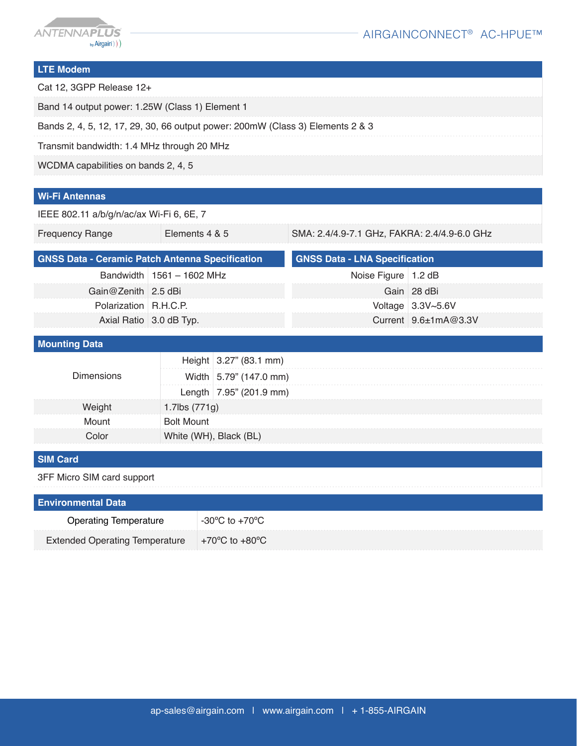## LTE Modem

Cat 12, 3GPP Release 12+

Band 14 output power: 1.25W (Class 1) Element 1

Bands 2, 4, 5, 12, 17, 29, 30, 66 output power: 200mW (Class 3) Elements 2 & 3

Transmit bandwidth: 1.4 MHz through 20 MHz

WCDMA capabilities on bands 2, 4, 5

## Wi-Fi Antennas

IEEE 802.11 a/b/g/n/ac/ax Wi-Fi 6, 6E, 7

| | | |
|---|---|---|
| Frequency Range | Elements 4 & 5 | SMA: 2.4/4.9-7.1 GHz, FAKRA: 2.4/4.9-6.0 GHz |

## GNSS Data - Ceramic Patch Antenna Specification

| | |
|---|---|
| Bandwidth | 1561 – 1602 MHz |
| Gain@Zenith | 2.5 dBi |
| Polarization | R.H.C.P. |
| Axial Ratio | 3.0 dB Typ. |

## GNSS Data - LNA Specification

| | |
|---|---|
| Noise Figure | 1.2 dB |
| Gain | 28 dBi |
| Voltage | 3.3V~5.6V |
| Current | 9.6±1mA@3.3V |

## Mounting Data

| | | |
|---|---|---|
| Dimensions | Height | 3.27" (83.1 mm) |
| | Width | 5.79" (147.0 mm) |
| | Length | 7.95" (201.9 mm) |
| Weight | 1.7lbs (771g) | |
| Mount | Bolt Mount | |
| Color | White (WH), Black (BL) | |

## SIM Card

3FF Micro SIM card support

## Environmental Data

| | |
|---|---|
| Operating Temperature | -30°C to +70°C |
| Extended Operating Temperature | +70°C to +80°C |